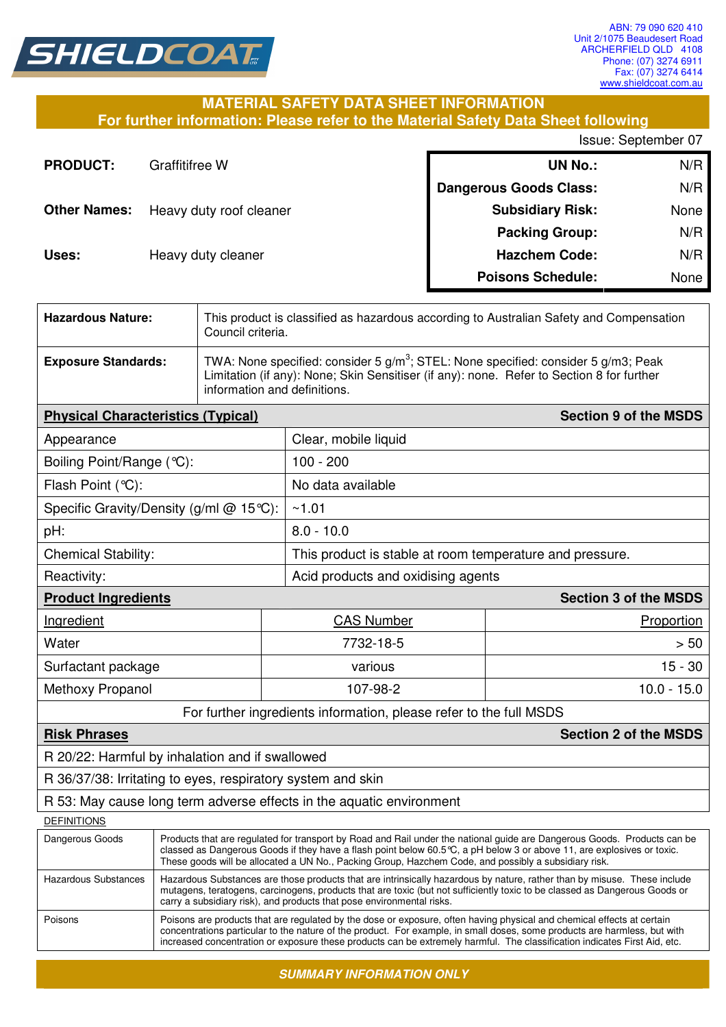SHIELDCOAT PTY LTD

ABN: 79 090 620 410
Unit 2/1075 Beaudesert Road
ARCHERFIELD QLD 4108
Phone: (07) 3274 6911
Fax: (07) 3274 6414
www.shieldcoat.com.au

## MATERIAL SAFETY DATA SHEET INFORMATION
### For further information: Please refer to the Material Safety Data Sheet following

Issue: September 07

**PRODUCT:** Graffitifree W

**Other Names:** Heavy duty roof cleaner

**Uses:** Heavy duty cleaner

| | |
|---|---|
| **UN No.:** | N/R |
| **Dangerous Goods Class:** | N/R |
| **Subsidiary Risk:** | None |
| **Packing Group:** | N/R |
| **Hazchem Code:** | N/R |
| **Poisons Schedule:** | None |

| | |
|---|---|
| **Hazardous Nature:** | This product is classified as hazardous according to Australian Safety and Compensation Council criteria. |
| **Exposure Standards:** | TWA: None specified: consider 5 g/m$^3$; STEL: None specified: consider 5 g/m3; Peak Limitation (if any): None; Skin Sensitiser (if any): none. Refer to Section 8 for further information and definitions. |

| **Physical Characteristics (Typical)** | **Section 9 of the MSDS** |
|---|---|
| Appearance | Clear, mobile liquid |
| Boiling Point/Range (℃): | 100 - 200 |
| Flash Point (℃): | No data available |
| Specific Gravity/Density (g/ml @ 15℃): | ~1.01 |
| pH: | 8.0 - 10.0 |
| Chemical Stability: | This product is stable at room temperature and pressure. |
| Reactivity: | Acid products and oxidising agents |

**Product Ingredients** — **Section 3 of the MSDS**

| Ingredient | CAS Number | Proportion |
|---|---|---|
| Water | 7732-18-5 | > 50 |
| Surfactant package | various | 15 - 30 |
| Methoxy Propanol | 107-98-2 | 10.0 - 15.0 |

For further ingredients information, please refer to the full MSDS

**Risk Phrases** — **Section 2 of the MSDS**

- R 20/22: Harmful by inhalation and if swallowed
- R 36/37/38: Irritating to eyes, respiratory system and skin
- R 53: May cause long term adverse effects in the aquatic environment

DEFINITIONS

| | |
|---|---|
| Dangerous Goods | Products that are regulated for transport by Road and Rail under the national guide are Dangerous Goods. Products can be classed as Dangerous Goods if they have a flash point below 60.5℃, a pH below 3 or above 11, are explosives or toxic. These goods will be allocated a UN No., Packing Group, Hazchem Code, and possibly a subsidiary risk. |
| Hazardous Substances | Hazardous Substances are those products that are intrinsically hazardous by nature, rather than by misuse. These include mutagens, teratogens, carcinogens, products that are toxic (but not sufficiently toxic to be classed as Dangerous Goods or carry a subsidiary risk), and products that pose environmental risks. |
| Poisons | Poisons are products that are regulated by the dose or exposure, often having physical and chemical effects at certain concentrations particular to the nature of the product. For example, in small doses, some products are harmless, but with increased concentration or exposure these products can be extremely harmful. The classification indicates First Aid, etc. |

***SUMMARY INFORMATION ONLY***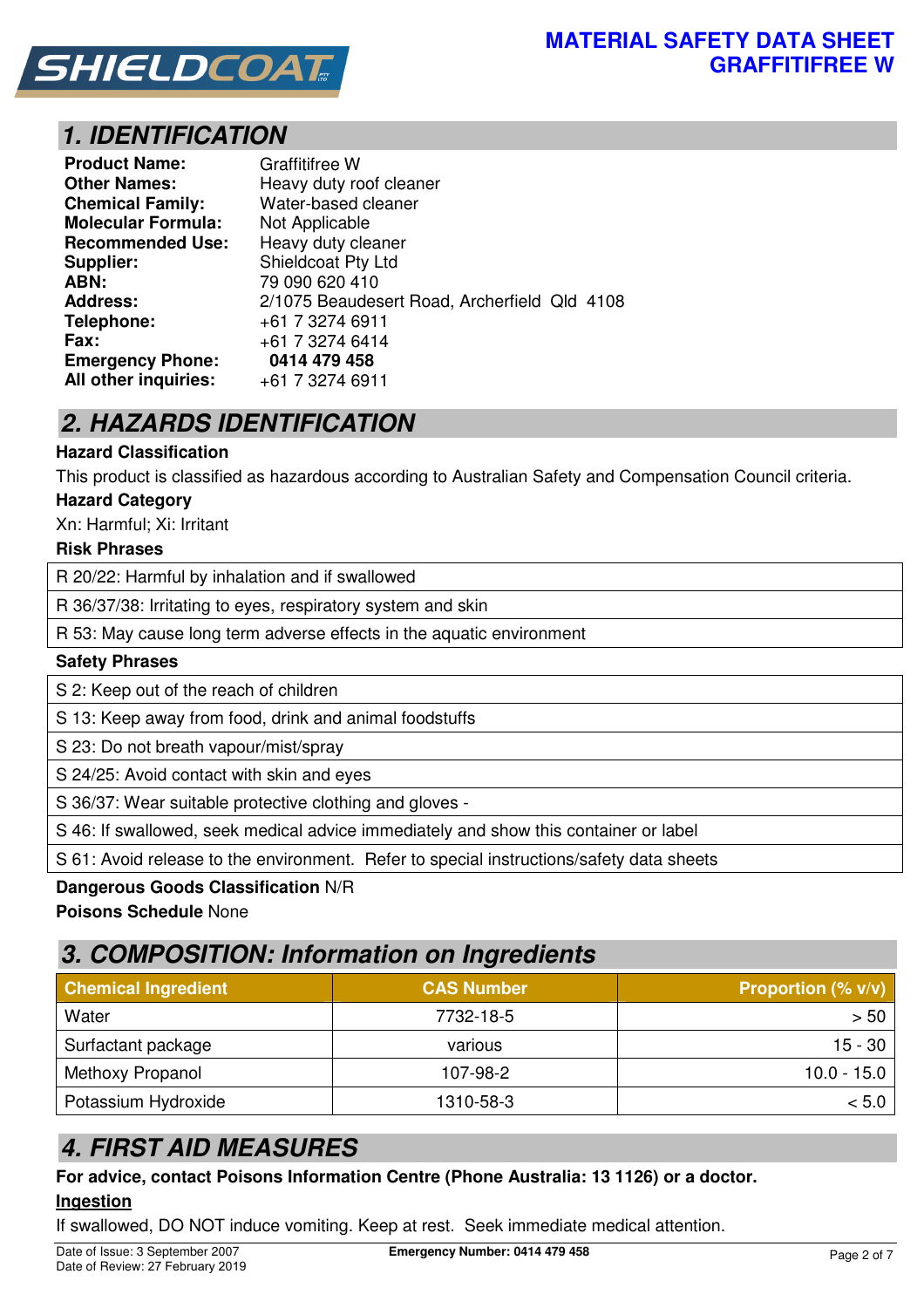# MATERIAL SAFETY DATA SHEET
# GRAFFITIFREE W

## 1. IDENTIFICATION

| | |
|---|---|
| **Product Name:** | Graffitifree W |
| **Other Names:** | Heavy duty roof cleaner |
| **Chemical Family:** | Water-based cleaner |
| **Molecular Formula:** | Not Applicable |
| **Recommended Use:** | Heavy duty cleaner |
| **Supplier:** | Shieldcoat Pty Ltd |
| **ABN:** | 79 090 620 410 |
| **Address:** | 2/1075 Beaudesert Road, Archerfield Qld 4108 |
| **Telephone:** | +61 7 3274 6911 |
| **Fax:** | +61 7 3274 6414 |
| **Emergency Phone:** | **0414 479 458** |
| **All other inquiries:** | +61 7 3274 6911 |

## 2. HAZARDS IDENTIFICATION

**Hazard Classification**

This product is classified as hazardous according to Australian Safety and Compensation Council criteria.

**Hazard Category**

Xn: Harmful; Xi: Irritant

**Risk Phrases**

| |
|---|
| R 20/22: Harmful by inhalation and if swallowed |
| R 36/37/38: Irritating to eyes, respiratory system and skin |
| R 53: May cause long term adverse effects in the aquatic environment |

**Safety Phrases**

| |
|---|
| S 2: Keep out of the reach of children |
| S 13: Keep away from food, drink and animal foodstuffs |
| S 23: Do not breath vapour/mist/spray |
| S 24/25: Avoid contact with skin and eyes |
| S 36/37: Wear suitable protective clothing and gloves - |
| S 46: If swallowed, seek medical advice immediately and show this container or label |
| S 61: Avoid release to the environment. Refer to special instructions/safety data sheets |

**Dangerous Goods Classification** N/R

**Poisons Schedule** None

## 3. COMPOSITION: Information on Ingredients

| Chemical Ingredient | CAS Number | Proportion (% v/v) |
|---|---|---|
| Water | 7732-18-5 | > 50 |
| Surfactant package | various | 15 - 30 |
| Methoxy Propanol | 107-98-2 | 10.0 - 15.0 |
| Potassium Hydroxide | 1310-58-3 | < 5.0 |

## 4. FIRST AID MEASURES

**For advice, contact Poisons Information Centre (Phone Australia: 13 1126) or a doctor.**

**Ingestion**

If swallowed, DO NOT induce vomiting. Keep at rest. Seek immediate medical attention.

Date of Issue: 3 September 2007
Date of Review: 27 February 2019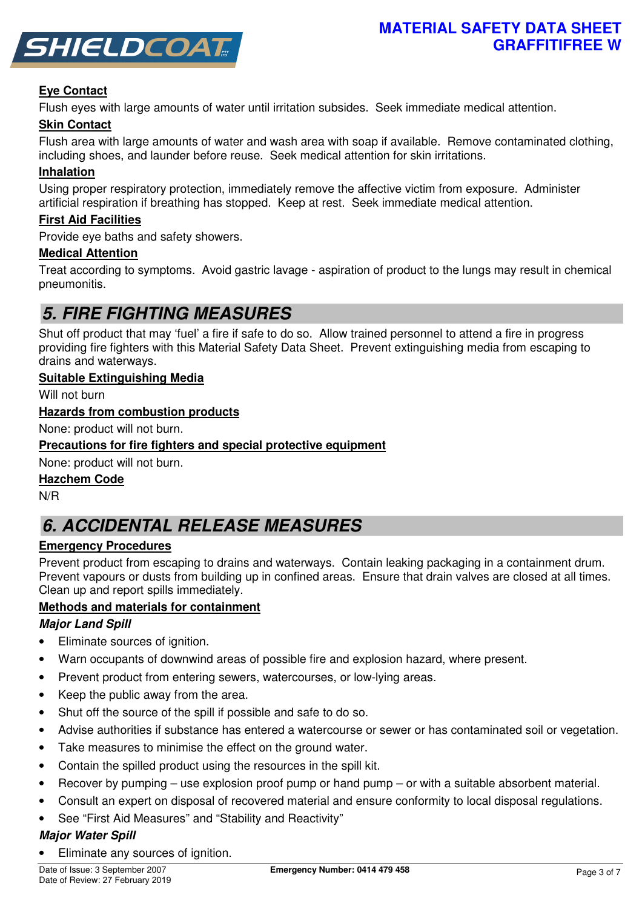### Eye Contact

Flush eyes with large amounts of water until irritation subsides. Seek immediate medical attention.

### Skin Contact

Flush area with large amounts of water and wash area with soap if available. Remove contaminated clothing, including shoes, and launder before reuse. Seek medical attention for skin irritations.

### Inhalation

Using proper respiratory protection, immediately remove the affective victim from exposure. Administer artificial respiration if breathing has stopped. Keep at rest. Seek immediate medical attention.

### First Aid Facilities

Provide eye baths and safety showers.

### Medical Attention

Treat according to symptoms. Avoid gastric lavage - aspiration of product to the lungs may result in chemical pneumonitis.

## 5. FIRE FIGHTING MEASURES

Shut off product that may 'fuel' a fire if safe to do so. Allow trained personnel to attend a fire in progress providing fire fighters with this Material Safety Data Sheet. Prevent extinguishing media from escaping to drains and waterways.

### Suitable Extinguishing Media

Will not burn

### Hazards from combustion products

None: product will not burn.

### Precautions for fire fighters and special protective equipment

None: product will not burn.

### Hazchem Code

N/R

## 6. ACCIDENTAL RELEASE MEASURES

### Emergency Procedures

Prevent product from escaping to drains and waterways. Contain leaking packaging in a containment drum. Prevent vapours or dusts from building up in confined areas. Ensure that drain valves are closed at all times. Clean up and report spills immediately.

### Methods and materials for containment

***Major Land Spill***

- Eliminate sources of ignition.
- Warn occupants of downwind areas of possible fire and explosion hazard, where present.
- Prevent product from entering sewers, watercourses, or low-lying areas.
- Keep the public away from the area.
- Shut off the source of the spill if possible and safe to do so.
- Advise authorities if substance has entered a watercourse or sewer or has contaminated soil or vegetation.
- Take measures to minimise the effect on the ground water.
- Contain the spilled product using the resources in the spill kit.
- Recover by pumping – use explosion proof pump or hand pump – or with a suitable absorbent material.
- Consult an expert on disposal of recovered material and ensure conformity to local disposal regulations.
- See "First Aid Measures" and "Stability and Reactivity"

***Major Water Spill***

- Eliminate any sources of ignition.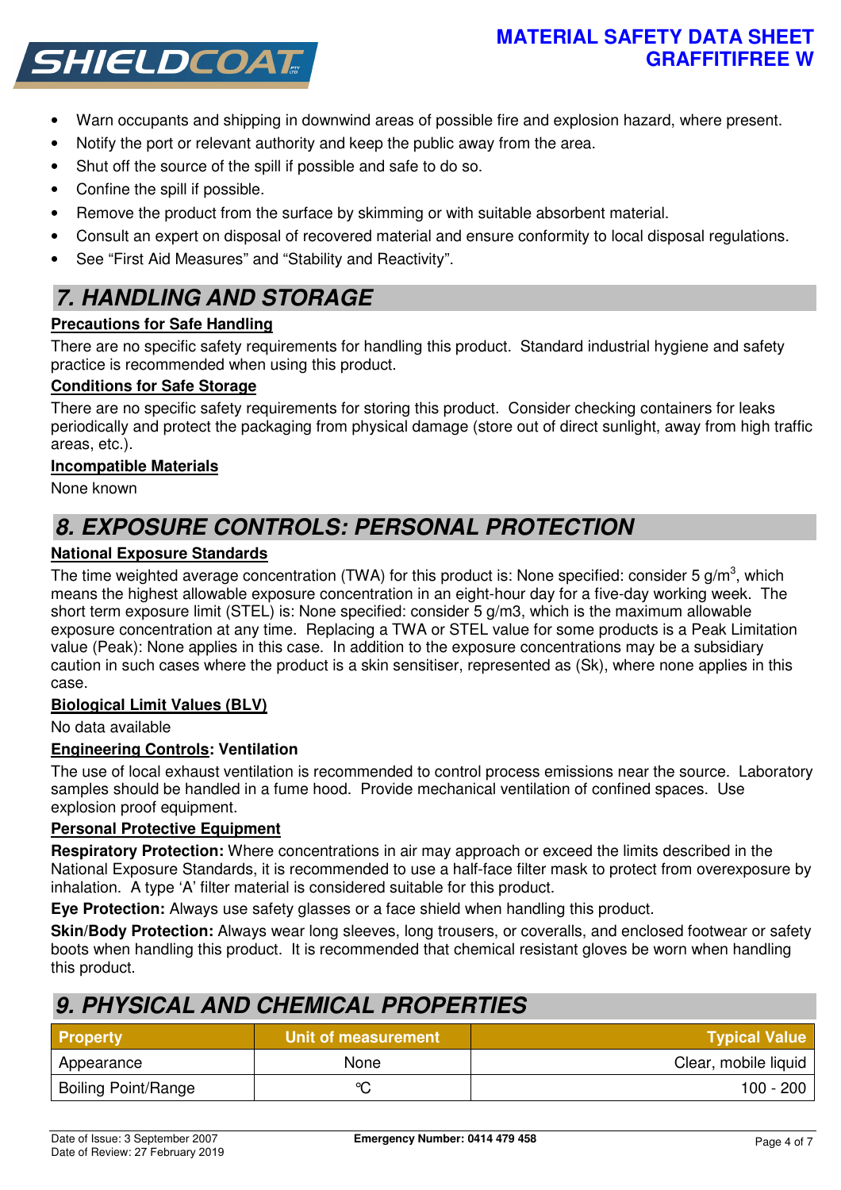- Warn occupants and shipping in downwind areas of possible fire and explosion hazard, where present.
- Notify the port or relevant authority and keep the public away from the area.
- Shut off the source of the spill if possible and safe to do so.
- Confine the spill if possible.
- Remove the product from the surface by skimming or with suitable absorbent material.
- Consult an expert on disposal of recovered material and ensure conformity to local disposal regulations.
- See "First Aid Measures" and "Stability and Reactivity".

## 7. HANDLING AND STORAGE

**Precautions for Safe Handling**

There are no specific safety requirements for handling this product. Standard industrial hygiene and safety practice is recommended when using this product.

**Conditions for Safe Storage**

There are no specific safety requirements for storing this product. Consider checking containers for leaks periodically and protect the packaging from physical damage (store out of direct sunlight, away from high traffic areas, etc.).

**Incompatible Materials**

None known

## 8. EXPOSURE CONTROLS: PERSONAL PROTECTION

**National Exposure Standards**

The time weighted average concentration (TWA) for this product is: None specified: consider 5 $g/m^3$, which means the highest allowable exposure concentration in an eight-hour day for a five-day working week. The short term exposure limit (STEL) is: None specified: consider 5 g/m3, which is the maximum allowable exposure concentration at any time. Replacing a TWA or STEL value for some products is a Peak Limitation value (Peak): None applies in this case. In addition to the exposure concentrations may be a subsidiary caution in such cases where the product is a skin sensitiser, represented as (Sk), where none applies in this case.

**Biological Limit Values (BLV)**

No data available

**Engineering Controls: Ventilation**

The use of local exhaust ventilation is recommended to control process emissions near the source. Laboratory samples should be handled in a fume hood. Provide mechanical ventilation of confined spaces. Use explosion proof equipment.

**Personal Protective Equipment**

**Respiratory Protection:** Where concentrations in air may approach or exceed the limits described in the National Exposure Standards, it is recommended to use a half-face filter mask to protect from overexposure by inhalation. A type 'A' filter material is considered suitable for this product.

**Eye Protection:** Always use safety glasses or a face shield when handling this product.

**Skin/Body Protection:** Always wear long sleeves, long trousers, or coveralls, and enclosed footwear or safety boots when handling this product. It is recommended that chemical resistant gloves be worn when handling this product.

## 9. PHYSICAL AND CHEMICAL PROPERTIES

| Property | Unit of measurement | Typical Value |
|---|---|---|
| Appearance | None | Clear, mobile liquid |
| Boiling Point/Range | °C | 100 - 200 |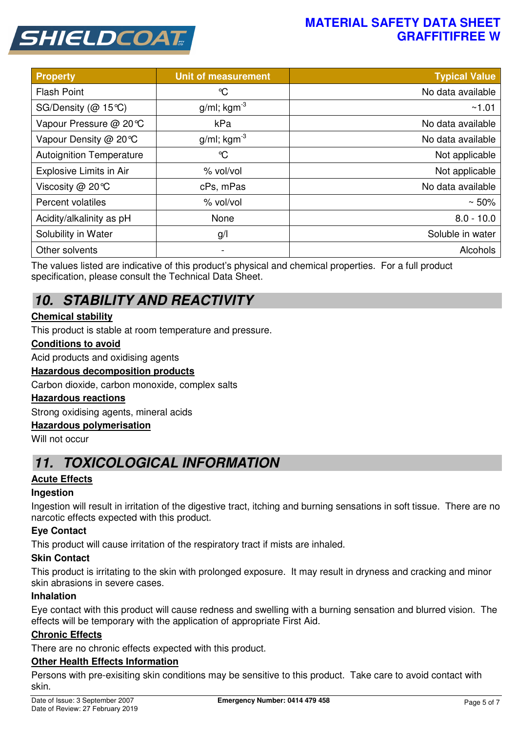| Property | Unit of measurement | Typical Value |
|---|---|---|
| Flash Point | ℃ | No data available |
| SG/Density (@ 15℃) | g/ml; kgm$^{-3}$ | ~1.01 |
| Vapour Pressure @ 20℃ | kPa | No data available |
| Vapour Density @ 20℃ | g/ml; kgm$^{-3}$ | No data available |
| Autoignition Temperature | ℃ | Not applicable |
| Explosive Limits in Air | % vol/vol | Not applicable |
| Viscosity @ 20℃ | cPs, mPas | No data available |
| Percent volatiles | % vol/vol | ~ 50% |
| Acidity/alkalinity as pH | None | 8.0 - 10.0 |
| Solubility in Water | g/l | Soluble in water |
| Other solvents | - | Alcohols |

The values listed are indicative of this product's physical and chemical properties. For a full product specification, please consult the Technical Data Sheet.

## 10. STABILITY AND REACTIVITY

**Chemical stability**

This product is stable at room temperature and pressure.

**Conditions to avoid**

Acid products and oxidising agents

**Hazardous decomposition products**

Carbon dioxide, carbon monoxide, complex salts

**Hazardous reactions**

Strong oxidising agents, mineral acids

**Hazardous polymerisation**

Will not occur

## 11. TOXICOLOGICAL INFORMATION

**Acute Effects**

**Ingestion**

Ingestion will result in irritation of the digestive tract, itching and burning sensations in soft tissue. There are no narcotic effects expected with this product.

**Eye Contact**

This product will cause irritation of the respiratory tract if mists are inhaled.

**Skin Contact**

This product is irritating to the skin with prolonged exposure. It may result in dryness and cracking and minor skin abrasions in severe cases.

**Inhalation**

Eye contact with this product will cause redness and swelling with a burning sensation and blurred vision. The effects will be temporary with the application of appropriate First Aid.

**Chronic Effects**

There are no chronic effects expected with this product.

**Other Health Effects Information**

Persons with pre-exisiting skin conditions may be sensitive to this product. Take care to avoid contact with skin.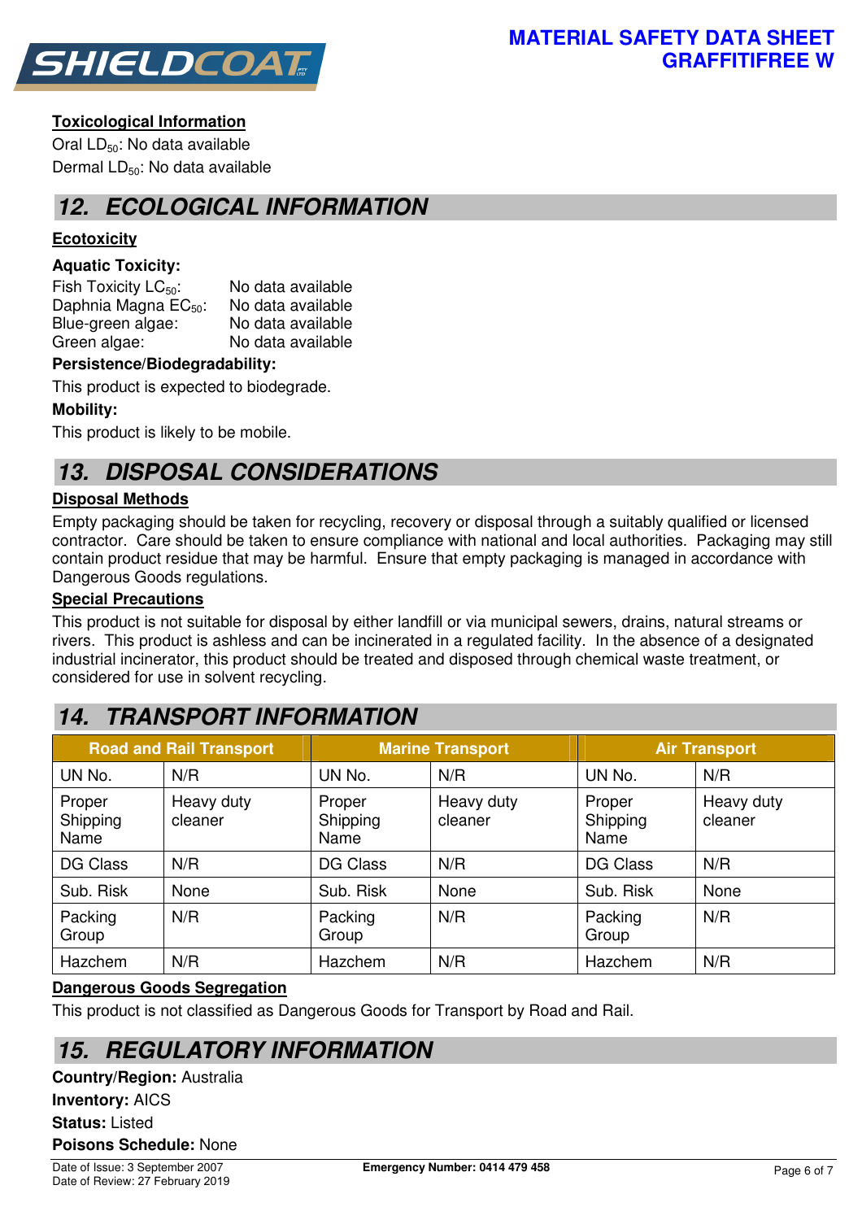#### Toxicological Information

Oral $LD_{50}$: No data available

Dermal $LD_{50}$: No data available

## 12. ECOLOGICAL INFORMATION

#### Ecotoxicity

**Aquatic Toxicity:**

Fish Toxicity $LC_{50}$: No data available
Daphnia Magna $EC_{50}$: No data available
Blue-green algae: No data available
Green algae: No data available

**Persistence/Biodegradability:**

This product is expected to biodegrade.

**Mobility:**

This product is likely to be mobile.

## 13. DISPOSAL CONSIDERATIONS

#### Disposal Methods

Empty packaging should be taken for recycling, recovery or disposal through a suitably qualified or licensed contractor. Care should be taken to ensure compliance with national and local authorities. Packaging may still contain product residue that may be harmful. Ensure that empty packaging is managed in accordance with Dangerous Goods regulations.

#### Special Precautions

This product is not suitable for disposal by either landfill or via municipal sewers, drains, natural streams or rivers. This product is ashless and can be incinerated in a regulated facility. In the absence of a designated industrial incinerator, this product should be treated and disposed through chemical waste treatment, or considered for use in solvent recycling.

## 14. TRANSPORT INFORMATION

| Road and Rail Transport | | Marine Transport | | Air Transport | |
|---|---|---|---|---|---|
| UN No. | N/R | UN No. | N/R | UN No. | N/R |
| Proper Shipping Name | Heavy duty cleaner | Proper Shipping Name | Heavy duty cleaner | Proper Shipping Name | Heavy duty cleaner |
| DG Class | N/R | DG Class | N/R | DG Class | N/R |
| Sub. Risk | None | Sub. Risk | None | Sub. Risk | None |
| Packing Group | N/R | Packing Group | N/R | Packing Group | N/R |
| Hazchem | N/R | Hazchem | N/R | Hazchem | N/R |

#### Dangerous Goods Segregation

This product is not classified as Dangerous Goods for Transport by Road and Rail.

## 15. REGULATORY INFORMATION

**Country/Region:** Australia

**Inventory:** AICS

**Status:** Listed

**Poisons Schedule:** None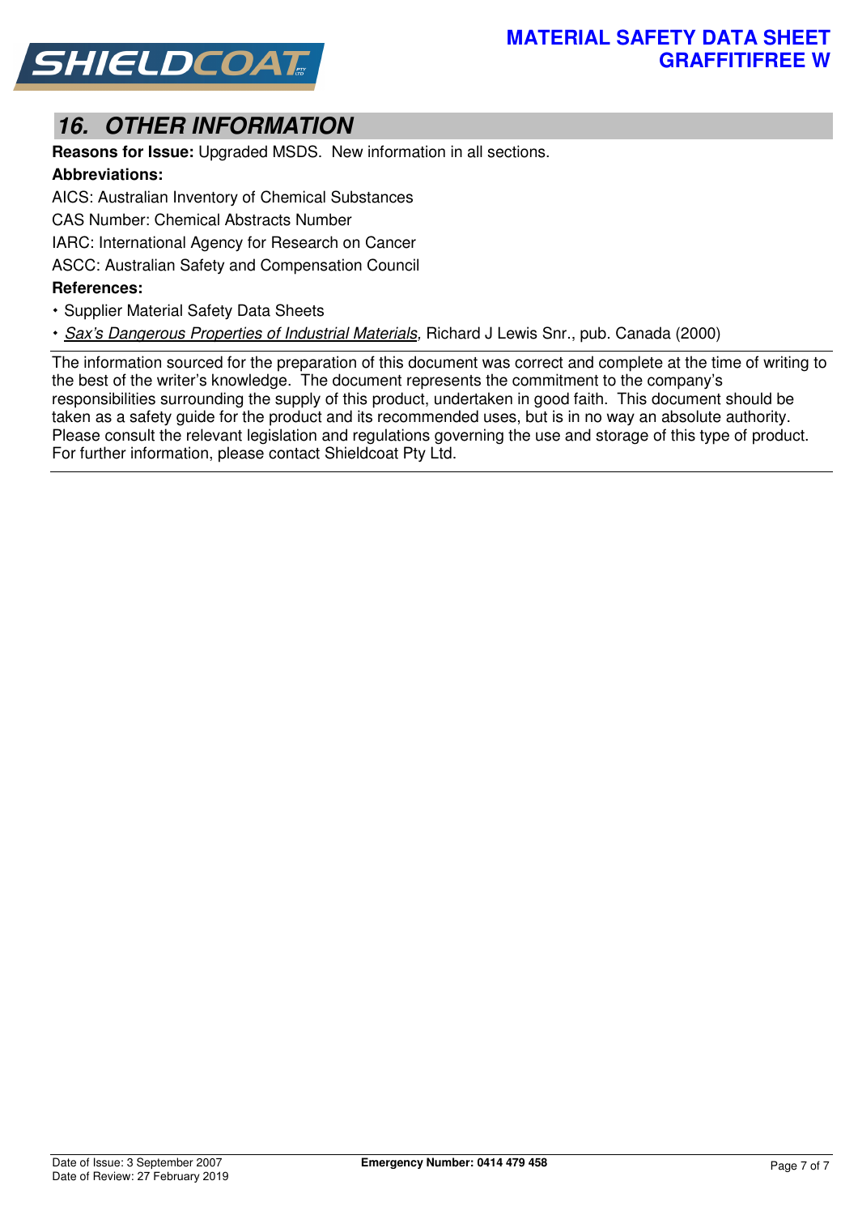## 16. OTHER INFORMATION

**Reasons for Issue:** Upgraded MSDS. New information in all sections.

**Abbreviations:**

AICS: Australian Inventory of Chemical Substances

CAS Number: Chemical Abstracts Number

IARC: International Agency for Research on Cancer

ASCC: Australian Safety and Compensation Council

**References:**

- Supplier Material Safety Data Sheets
- *Sax's Dangerous Properties of Industrial Materials,* Richard J Lewis Snr., pub. Canada (2000)

The information sourced for the preparation of this document was correct and complete at the time of writing to the best of the writer's knowledge. The document represents the commitment to the company's responsibilities surrounding the supply of this product, undertaken in good faith. This document should be taken as a safety guide for the product and its recommended uses, but is in no way an absolute authority. Please consult the relevant legislation and regulations governing the use and storage of this type of product. For further information, please contact Shieldcoat Pty Ltd.